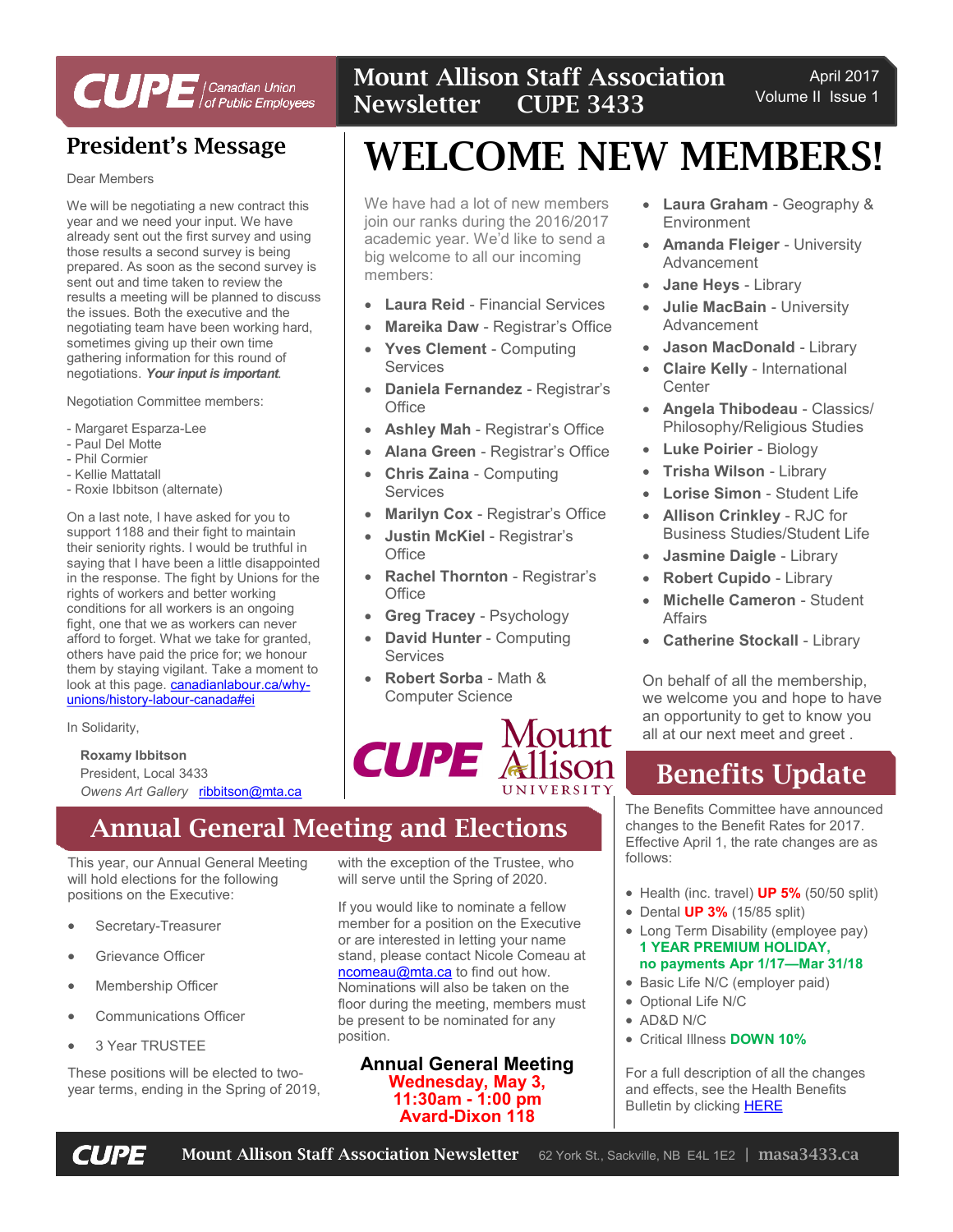# Mount Allison Staff Association Newsletter CUPE 3433

April 2017
Volume II Issue 1

## President's Message

Dear Members

We will be negotiating a new contract this year and we need your input. We have already sent out the first survey and using those results a second survey is being prepared. As soon as the second survey is sent out and time taken to review the results a meeting will be planned to discuss the issues. Both the executive and the negotiating team have been working hard, sometimes giving up their own time gathering information for this round of negotiations. ***Your input is important***.

Negotiation Committee members:

- Margaret Esparza-Lee
- Paul Del Motte
- Phil Cormier
- Kellie Mattatall
- Roxie Ibbitson (alternate)

On a last note, I have asked for you to support 1188 and their fight to maintain their seniority rights. I would be truthful in saying that I have been a little disappointed in the response. The fight by Unions for the rights of workers and better working conditions for all workers is an ongoing fight, one that we as workers can never afford to forget. What we take for granted, others have paid the price for; we honour them by staying vigilant. Take a moment to look at this page. canadianlabour.ca/why-unions/history-labour-canada#ei

In Solidarity,

**Roxamy Ibbitson**
President, Local 3433
*Owens Art Gallery* ribbitson@mta.ca

# WELCOME NEW MEMBERS!

We have had a lot of new members join our ranks during the 2016/2017 academic year. We'd like to send a big welcome to all our incoming members:

- **Laura Reid** - Financial Services
- **Mareika Daw** - Registrar's Office
- **Yves Clement** - Computing Services
- **Daniela Fernandez** - Registrar's Office
- **Ashley Mah** - Registrar's Office
- **Alana Green** - Registrar's Office
- **Chris Zaina** - Computing Services
- **Marilyn Cox** - Registrar's Office
- **Justin McKiel** - Registrar's Office
- **Rachel Thornton** - Registrar's Office
- **Greg Tracey** - Psychology
- **David Hunter** - Computing Services
- **Robert Sorba** - Math & Computer Science
- **Laura Graham** - Geography & Environment
- **Amanda Fleiger** - University Advancement
- **Jane Heys** - Library
- **Julie MacBain** - University Advancement
- **Jason MacDonald** - Library
- **Claire Kelly** - International Center
- **Angela Thibodeau** - Classics/ Philosophy/Religious Studies
- **Luke Poirier** - Biology
- **Trisha Wilson** - Library
- **Lorise Simon** - Student Life
- **Allison Crinkley** - RJC for Business Studies/Student Life
- **Jasmine Daigle** - Library
- **Robert Cupido** - Library
- **Michelle Cameron** - Student Affairs
- **Catherine Stockall** - Library

On behalf of all the membership, we welcome you and hope to have an opportunity to get to know you all at our next meet and greet .

## Annual General Meeting and Elections

This year, our Annual General Meeting will hold elections for the following positions on the Executive:

- Secretary-Treasurer
- Grievance Officer
- Membership Officer
- Communications Officer
- 3 Year TRUSTEE

These positions will be elected to two-year terms, ending in the Spring of 2019, with the exception of the Trustee, who will serve until the Spring of 2020.

If you would like to nominate a fellow member for a position on the Executive or are interested in letting your name stand, please contact Nicole Comeau at ncomeau@mta.ca to find out how. Nominations will also be taken on the floor during the meeting, members must be present to be nominated for any position.

**Annual General Meeting**
**Wednesday, May 3,**
**11:30am - 1:00 pm**
**Avard-Dixon 118**

## Benefits Update

The Benefits Committee have announced changes to the Benefit Rates for 2017. Effective April 1, the rate changes are as follows:

- Health (inc. travel) **UP 5%** (50/50 split)
- Dental **UP 3%** (15/85 split)
- Long Term Disability (employee pay) **1 YEAR PREMIUM HOLIDAY, no payments Apr 1/17—Mar 31/18**
- Basic Life N/C (employer paid)
- Optional Life N/C
- AD&D N/C
- Critical Illness **DOWN 10%**

For a full description of all the changes and effects, see the Health Benefits Bulletin by clicking HERE

Mount Allison Staff Association Newsletter 62 York St., Sackville, NB E4L 1E2 | masa3433.ca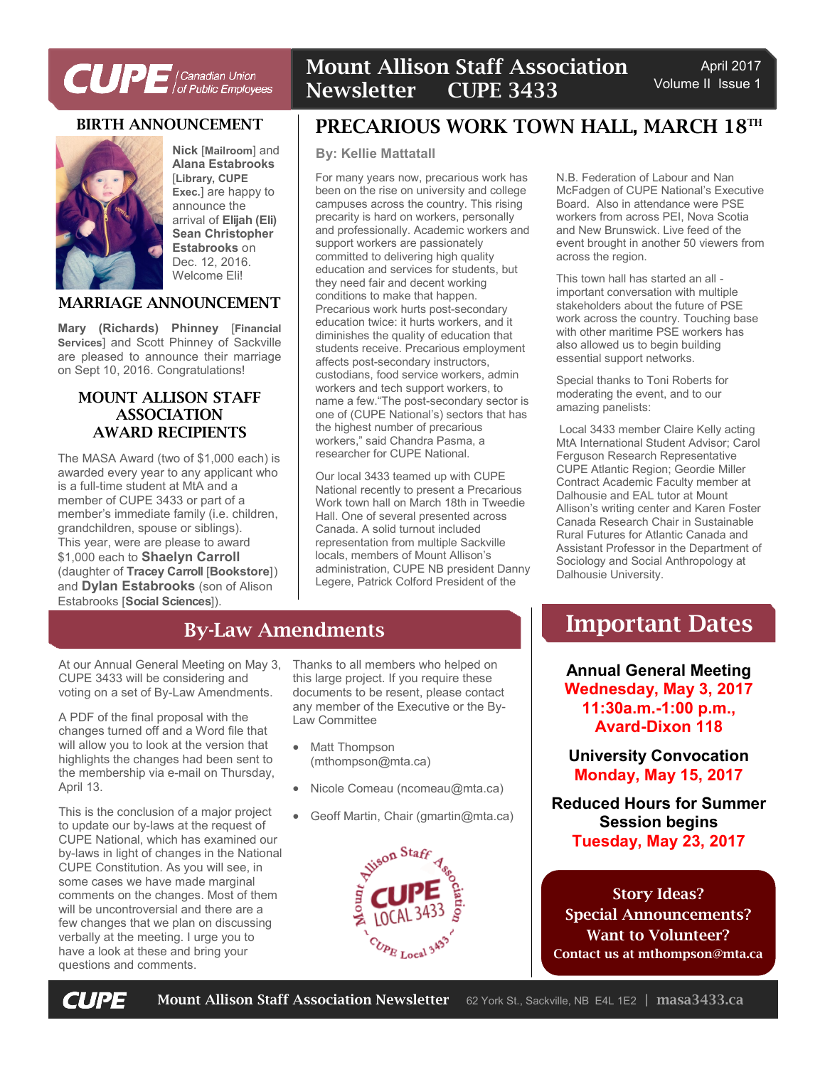# Mount Allison Staff Association Newsletter CUPE 3433

April 2017
Volume II Issue 1

## BIRTH ANNOUNCEMENT

**Nick** [**Mailroom**] and **Alana Estabrooks** [**Library, CUPE Exec.**] are happy to announce the arrival of **Elijah (Eli) Sean Christopher Estabrooks** on Dec. 12, 2016. Welcome Eli!

## MARRIAGE ANNOUNCEMENT

**Mary (Richards) Phinney** [**Financial Services**] and Scott Phinney of Sackville are pleased to announce their marriage on Sept 10, 2016. Congratulations!

## MOUNT ALLISON STAFF ASSOCIATION AWARD RECIPIENTS

The MASA Award (two of $1,000 each) is awarded every year to any applicant who is a full-time student at MtA and a member of CUPE 3433 or part of a member's immediate family (i.e. children, grandchildren, spouse or siblings). This year, were are please to award $1,000 each to **Shaelyn Carroll** (daughter of **Tracey Carroll** [**Bookstore**]) and **Dylan Estabrooks** (son of Alison Estabrooks [**Social Sciences**]).

## PRECARIOUS WORK TOWN HALL, MARCH 18TH

**By: Kellie Mattatall**

For many years now, precarious work has been on the rise on university and college campuses across the country. This rising precarity is hard on workers, personally and professionally. Academic workers and support workers are passionately committed to delivering high quality education and services for students, but they need fair and decent working conditions to make that happen. Precarious work hurts post-secondary education twice: it hurts workers, and it diminishes the quality of education that students receive. Precarious employment affects post-secondary instructors, custodians, food service workers, admin workers and tech support workers, to name a few."The post-secondary sector is one of (CUPE National's) sectors that has the highest number of precarious workers," said Chandra Pasma, a researcher for CUPE National.

Our local 3433 teamed up with CUPE National recently to present a Precarious Work town hall on March 18th in Tweedie Hall. One of several presented across Canada. A solid turnout included representation from multiple Sackville locals, members of Mount Allison's administration, CUPE NB president Danny Legere, Patrick Colford President of the N.B. Federation of Labour and Nan McFadgen of CUPE National's Executive Board. Also in attendance were PSE workers from across PEI, Nova Scotia and New Brunswick. Live feed of the event brought in another 50 viewers from across the region.

This town hall has started an all - important conversation with multiple stakeholders about the future of PSE work across the country. Touching base with other maritime PSE workers has also allowed us to begin building essential support networks.

Special thanks to Toni Roberts for moderating the event, and to our amazing panelists:

Local 3433 member Claire Kelly acting MtA International Student Advisor; Carol Ferguson Research Representative CUPE Atlantic Region; Geordie Miller Contract Academic Faculty member at Dalhousie and EAL tutor at Mount Allison's writing center and Karen Foster Canada Research Chair in Sustainable Rural Futures for Atlantic Canada and Assistant Professor in the Department of Sociology and Social Anthropology at Dalhousie University.

## By-Law Amendments

At our Annual General Meeting on May 3, CUPE 3433 will be considering and voting on a set of By-Law Amendments.

A PDF of the final proposal with the changes turned off and a Word file that will allow you to look at the version that highlights the changes had been sent to the membership via e-mail on Thursday, April 13.

This is the conclusion of a major project to update our by-laws at the request of CUPE National, which has examined our by-laws in light of changes in the National CUPE Constitution. As you will see, in some cases we have made marginal comments on the changes. Most of them will be uncontroversial and there are a few changes that we plan on discussing verbally at the meeting. I urge you to have a look at these and bring your questions and comments.

Thanks to all members who helped on this large project. If you require these documents to be resent, please contact any member of the Executive or the By-Law Committee

- Matt Thompson (mthompson@mta.ca)
- Nicole Comeau (ncomeau@mta.ca)
- Geoff Martin, Chair (gmartin@mta.ca)

## Important Dates

**Annual General Meeting**
**Wednesday, May 3, 2017**
**11:30a.m.-1:00 p.m.,**
**Avard-Dixon 118**

**University Convocation**
**Monday, May 15, 2017**

**Reduced Hours for Summer Session begins**
**Tuesday, May 23, 2017**

**Story Ideas?**
**Special Announcements?**
**Want to Volunteer?**
**Contact us at mthompson@mta.ca**

Mount Allison Staff Association Newsletter 62 York St., Sackville, NB E4L 1E2 | masa3433.ca